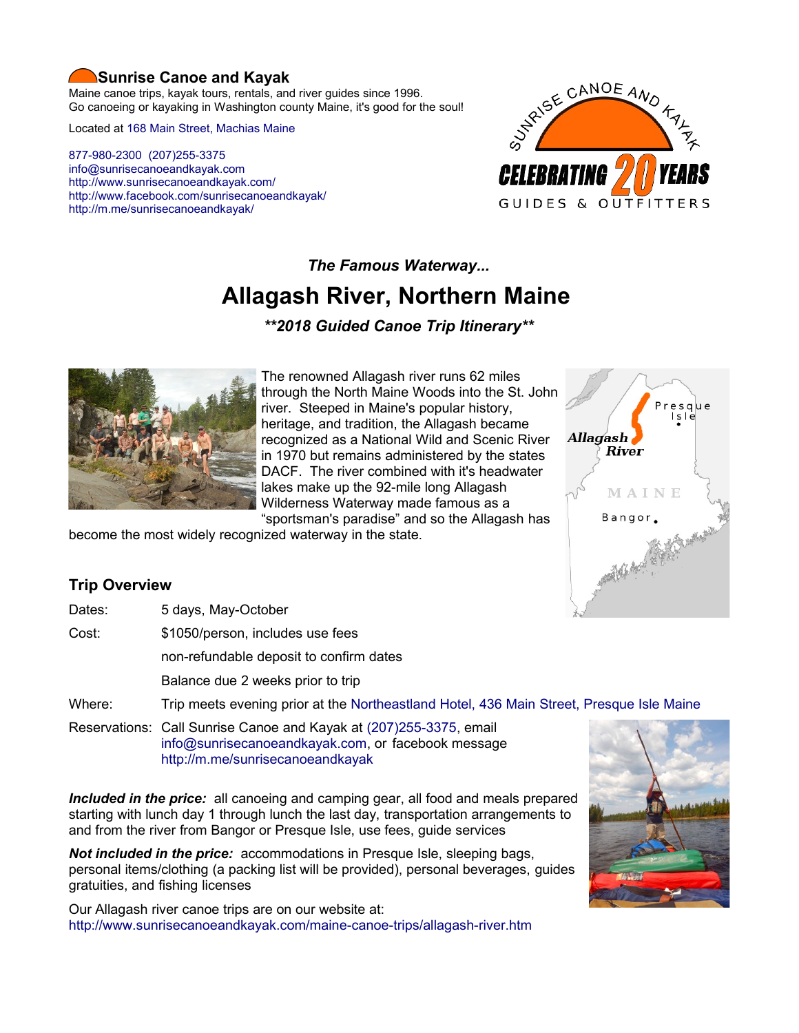# Sunrise Canoe and Kayak

Maine canoe trips, kayak tours, rentals, and river guides since 1996.
Go canoeing or kayaking in Washington county Maine, it's good for the soul!

Located at 168 Main Street, Machias Maine

877-980-2300 (207)255-3375
info@sunrisecanoeandkayak.com
http://www.sunrisecanoeandkayak.com/
http://www.facebook.com/sunrisecanoeandkayak/
http://m.me/sunrisecanoeandkayak/

SUNRISE CANOE AND KAYAK
CELEBRATING 20 YEARS
GUIDES & OUTFITTERS

### *The Famous Waterway...*

## Allagash River, Northern Maine

### ***2018 Guided Canoe Trip Itinerary***

The renowned Allagash river runs 62 miles through the North Maine Woods into the St. John river. Steeped in Maine's popular history, heritage, and tradition, the Allagash became recognized as a National Wild and Scenic River in 1970 but remains administered by the states DACF. The river combined with it's headwater lakes make up the 92-mile long Allagash Wilderness Waterway made famous as a "sportsman's paradise" and so the Allagash has become the most widely recognized waterway in the state.

Allagash River | Presque Isle | MAINE | Bangor

### Trip Overview

| | |
|---|---|
| Dates: | 5 days, May-October |
| Cost: | $1050/person, includes use fees |
| | non-refundable deposit to confirm dates |
| | Balance due 2 weeks prior to trip |
| Where: | Trip meets evening prior at the Northeastland Hotel, 436 Main Street, Presque Isle Maine |
| Reservations: | Call Sunrise Canoe and Kayak at (207)255-3375, email info@sunrisecanoeandkayak.com, or facebook message http://m.me/sunrisecanoeandkayak |

***Included in the price:*** all canoeing and camping gear, all food and meals prepared starting with lunch day 1 through lunch the last day, transportation arrangements to and from the river from Bangor or Presque Isle, use fees, guide services

***Not included in the price:*** accommodations in Presque Isle, sleeping bags, personal items/clothing (a packing list will be provided), personal beverages, guides gratuities, and fishing licenses

Our Allagash river canoe trips are on our website at:
http://www.sunrisecanoeandkayak.com/maine-canoe-trips/allagash-river.htm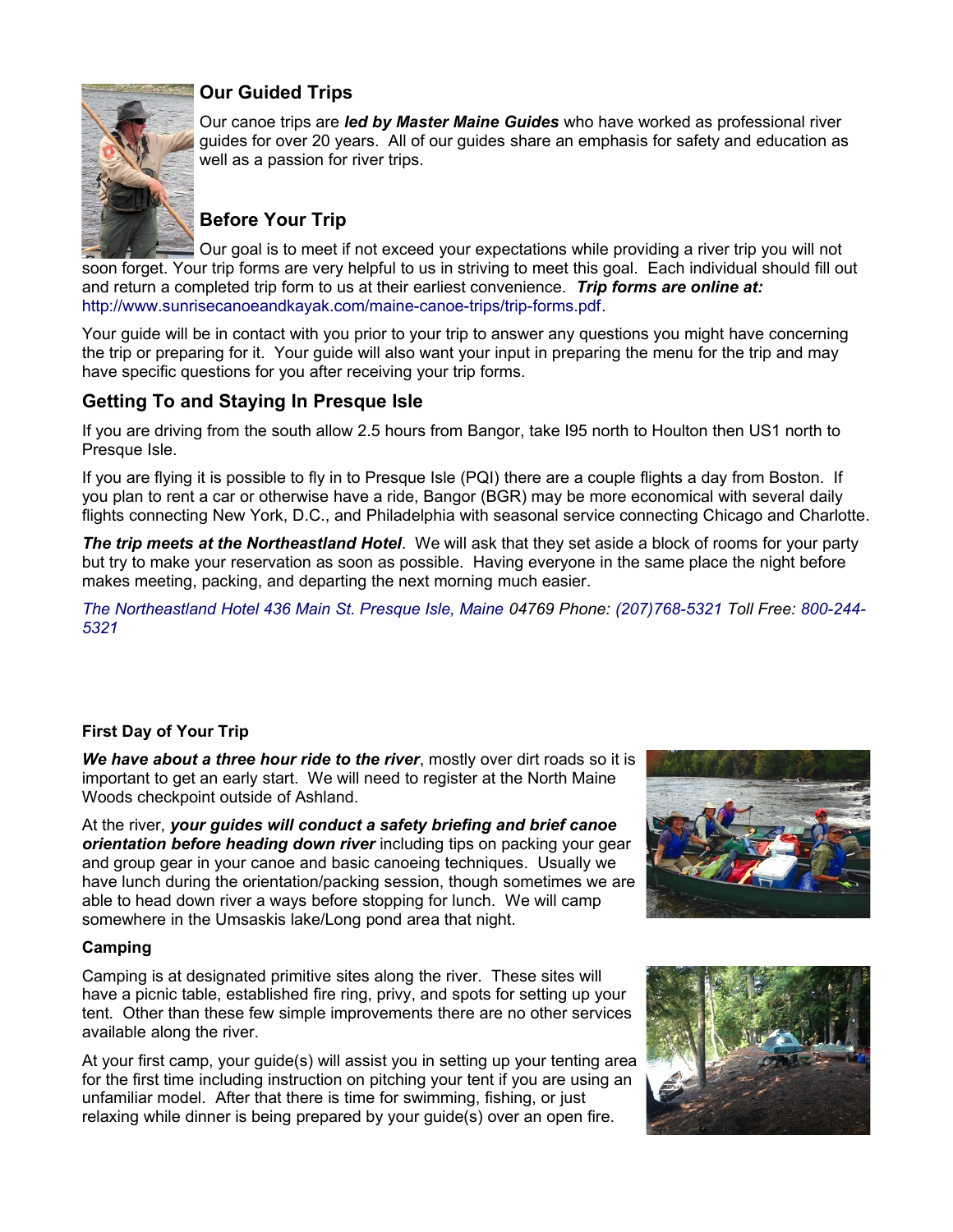## Our Guided Trips

Our canoe trips are ***led by Master Maine Guides*** who have worked as professional river guides for over 20 years. All of our guides share an emphasis for safety and education as well as a passion for river trips.

## Before Your Trip

Our goal is to meet if not exceed your expectations while providing a river trip you will not soon forget. Your trip forms are very helpful to us in striving to meet this goal. Each individual should fill out and return a completed trip form to us at their earliest convenience. ***Trip forms are online at:*** http://www.sunrisecanoeandkayak.com/maine-canoe-trips/trip-forms.pdf.

Your guide will be in contact with you prior to your trip to answer any questions you might have concerning the trip or preparing for it. Your guide will also want your input in preparing the menu for the trip and may have specific questions for you after receiving your trip forms.

## Getting To and Staying In Presque Isle

If you are driving from the south allow 2.5 hours from Bangor, take I95 north to Houlton then US1 north to Presque Isle.

If you are flying it is possible to fly in to Presque Isle (PQI) there are a couple flights a day from Boston. If you plan to rent a car or otherwise have a ride, Bangor (BGR) may be more economical with several daily flights connecting New York, D.C., and Philadelphia with seasonal service connecting Chicago and Charlotte.

***The trip meets at the Northeastland Hotel***. We will ask that they set aside a block of rooms for your party but try to make your reservation as soon as possible. Having everyone in the same place the night before makes meeting, packing, and departing the next morning much easier.

*The Northeastland Hotel 436 Main St. Presque Isle, Maine* 04769 Phone: *(207)768-5321* Toll Free: *800-244-5321*

### First Day of Your Trip

***We have about a three hour ride to the river***, mostly over dirt roads so it is important to get an early start. We will need to register at the North Maine Woods checkpoint outside of Ashland.

At the river, ***your guides will conduct a safety briefing and brief canoe orientation before heading down river*** including tips on packing your gear and group gear in your canoe and basic canoeing techniques. Usually we have lunch during the orientation/packing session, though sometimes we are able to head down river a ways before stopping for lunch. We will camp somewhere in the Umsaskis lake/Long pond area that night.

### Camping

Camping is at designated primitive sites along the river. These sites will have a picnic table, established fire ring, privy, and spots for setting up your tent. Other than these few simple improvements there are no other services available along the river.

At your first camp, your guide(s) will assist you in setting up your tenting area for the first time including instruction on pitching your tent if you are using an unfamiliar model. After that there is time for swimming, fishing, or just relaxing while dinner is being prepared by your guide(s) over an open fire.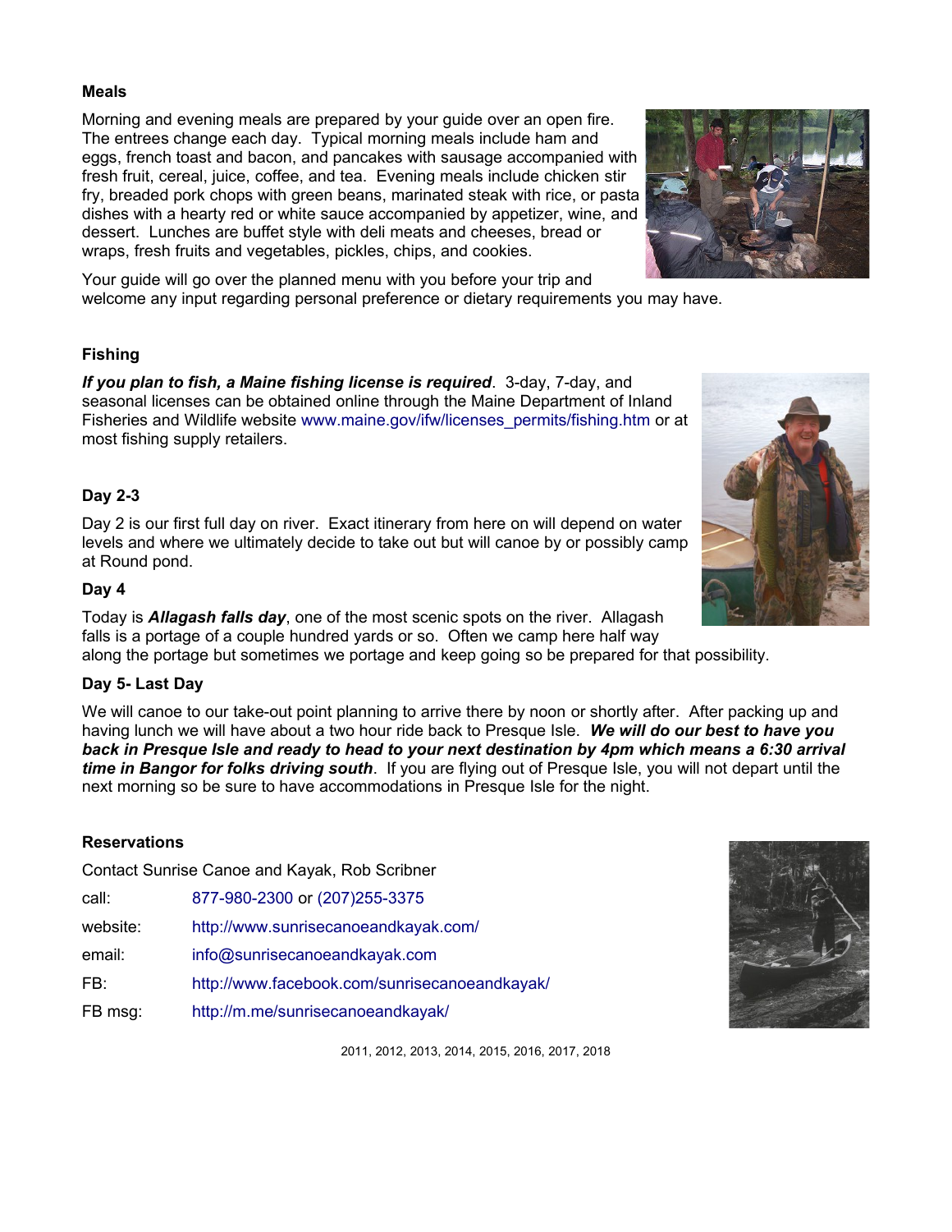### Meals

Morning and evening meals are prepared by your guide over an open fire. The entrees change each day. Typical morning meals include ham and eggs, french toast and bacon, and pancakes with sausage accompanied with fresh fruit, cereal, juice, coffee, and tea. Evening meals include chicken stir fry, breaded pork chops with green beans, marinated steak with rice, or pasta dishes with a hearty red or white sauce accompanied by appetizer, wine, and dessert. Lunches are buffet style with deli meats and cheeses, bread or wraps, fresh fruits and vegetables, pickles, chips, and cookies.

Your guide will go over the planned menu with you before your trip and welcome any input regarding personal preference or dietary requirements you may have.

### Fishing

***If you plan to fish, a Maine fishing license is required***. 3-day, 7-day, and seasonal licenses can be obtained online through the Maine Department of Inland Fisheries and Wildlife website www.maine.gov/ifw/licenses_permits/fishing.htm or at most fishing supply retailers.

### Day 2-3

Day 2 is our first full day on river. Exact itinerary from here on will depend on water levels and where we ultimately decide to take out but will canoe by or possibly camp at Round pond.

### Day 4

Today is ***Allagash falls day***, one of the most scenic spots on the river. Allagash falls is a portage of a couple hundred yards or so. Often we camp here half way along the portage but sometimes we portage and keep going so be prepared for that possibility.

### Day 5- Last Day

We will canoe to our take-out point planning to arrive there by noon or shortly after. After packing up and having lunch we will have about a two hour ride back to Presque Isle. ***We will do our best to have you back in Presque Isle and ready to head to your next destination by 4pm which means a 6:30 arrival time in Bangor for folks driving south***. If you are flying out of Presque Isle, you will not depart until the next morning so be sure to have accommodations in Presque Isle for the night.

### Reservations

Contact Sunrise Canoe and Kayak, Rob Scribner

| | |
|---|---|
| call: | 877-980-2300 or (207)255-3375 |
| website: | http://www.sunrisecanoeandkayak.com/ |
| email: | info@sunrisecanoeandkayak.com |
| FB: | http://www.facebook.com/sunrisecanoeandkayak/ |
| FB msg: | http://m.me/sunrisecanoeandkayak/ |

2011, 2012, 2013, 2014, 2015, 2016, 2017, 2018